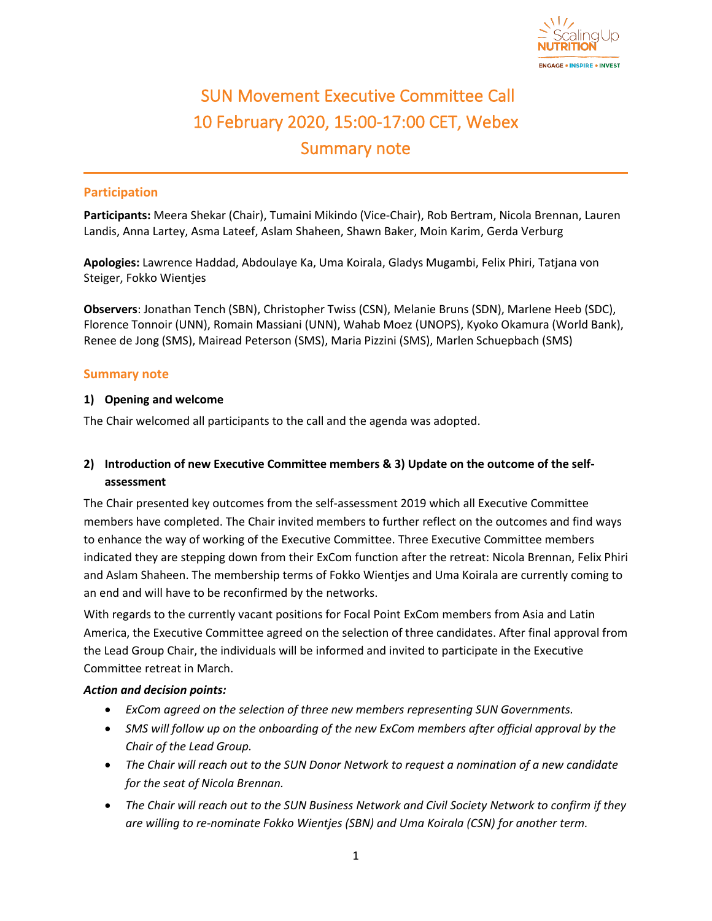# SUN Movement Executive Committee Call
# 10 February 2020, 15:00-17:00 CET, Webex
# Summary note

## Participation

**Participants:** Meera Shekar (Chair), Tumaini Mikindo (Vice-Chair), Rob Bertram, Nicola Brennan, Lauren Landis, Anna Lartey, Asma Lateef, Aslam Shaheen, Shawn Baker, Moin Karim, Gerda Verburg

**Apologies:** Lawrence Haddad, Abdoulaye Ka, Uma Koirala, Gladys Mugambi, Felix Phiri, Tatjana von Steiger, Fokko Wientjes

**Observers**: Jonathan Tench (SBN), Christopher Twiss (CSN), Melanie Bruns (SDN), Marlene Heeb (SDC), Florence Tonnoir (UNN), Romain Massiani (UNN), Wahab Moez (UNOPS), Kyoko Okamura (World Bank), Renee de Jong (SMS), Mairead Peterson (SMS), Maria Pizzini (SMS), Marlen Schuepbach (SMS)

## Summary note

### 1) Opening and welcome

The Chair welcomed all participants to the call and the agenda was adopted.

### 2) Introduction of new Executive Committee members & 3) Update on the outcome of the self-assessment

The Chair presented key outcomes from the self-assessment 2019 which all Executive Committee members have completed. The Chair invited members to further reflect on the outcomes and find ways to enhance the way of working of the Executive Committee. Three Executive Committee members indicated they are stepping down from their ExCom function after the retreat: Nicola Brennan, Felix Phiri and Aslam Shaheen. The membership terms of Fokko Wientjes and Uma Koirala are currently coming to an end and will have to be reconfirmed by the networks.

With regards to the currently vacant positions for Focal Point ExCom members from Asia and Latin America, the Executive Committee agreed on the selection of three candidates. After final approval from the Lead Group Chair, the individuals will be informed and invited to participate in the Executive Committee retreat in March.

***Action and decision points:***

- *ExCom agreed on the selection of three new members representing SUN Governments.*
- *SMS will follow up on the onboarding of the new ExCom members after official approval by the Chair of the Lead Group.*
- *The Chair will reach out to the SUN Donor Network to request a nomination of a new candidate for the seat of Nicola Brennan.*
- *The Chair will reach out to the SUN Business Network and Civil Society Network to confirm if they are willing to re-nominate Fokko Wientjes (SBN) and Uma Koirala (CSN) for another term.*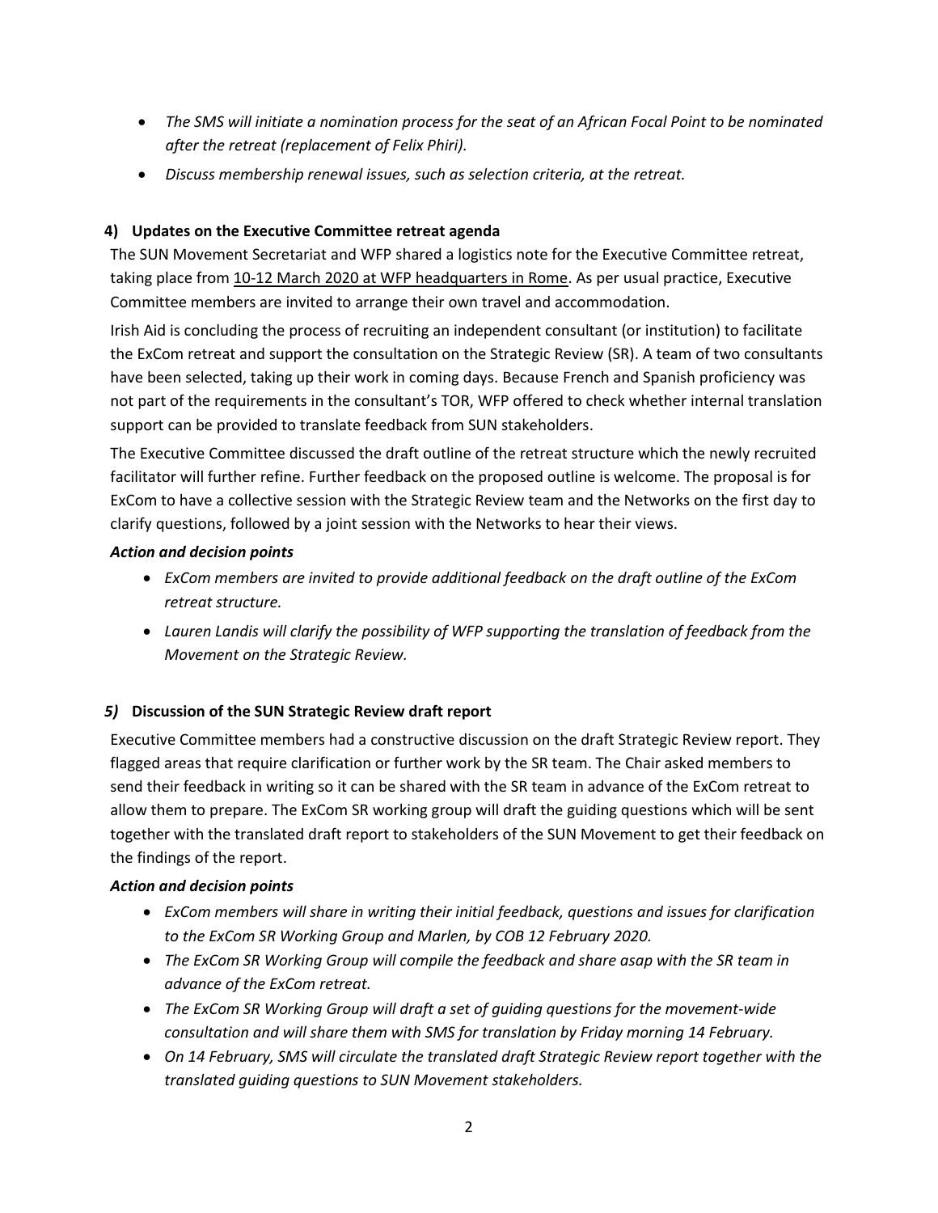- *The SMS will initiate a nomination process for the seat of an African Focal Point to be nominated after the retreat (replacement of Felix Phiri).*
- *Discuss membership renewal issues, such as selection criteria, at the retreat.*

### 4) Updates on the Executive Committee retreat agenda

The SUN Movement Secretariat and WFP shared a logistics note for the Executive Committee retreat, taking place from 10-12 March 2020 at WFP headquarters in Rome. As per usual practice, Executive Committee members are invited to arrange their own travel and accommodation.

Irish Aid is concluding the process of recruiting an independent consultant (or institution) to facilitate the ExCom retreat and support the consultation on the Strategic Review (SR). A team of two consultants have been selected, taking up their work in coming days. Because French and Spanish proficiency was not part of the requirements in the consultant's TOR, WFP offered to check whether internal translation support can be provided to translate feedback from SUN stakeholders.

The Executive Committee discussed the draft outline of the retreat structure which the newly recruited facilitator will further refine. Further feedback on the proposed outline is welcome. The proposal is for ExCom to have a collective session with the Strategic Review team and the Networks on the first day to clarify questions, followed by a joint session with the Networks to hear their views.

***Action and decision points***

- *ExCom members are invited to provide additional feedback on the draft outline of the ExCom retreat structure.*
- *Lauren Landis will clarify the possibility of WFP supporting the translation of feedback from the Movement on the Strategic Review.*

### *5)* Discussion of the SUN Strategic Review draft report

Executive Committee members had a constructive discussion on the draft Strategic Review report. They flagged areas that require clarification or further work by the SR team. The Chair asked members to send their feedback in writing so it can be shared with the SR team in advance of the ExCom retreat to allow them to prepare. The ExCom SR working group will draft the guiding questions which will be sent together with the translated draft report to stakeholders of the SUN Movement to get their feedback on the findings of the report.

***Action and decision points***

- *ExCom members will share in writing their initial feedback, questions and issues for clarification to the ExCom SR Working Group and Marlen, by COB 12 February 2020.*
- *The ExCom SR Working Group will compile the feedback and share asap with the SR team in advance of the ExCom retreat.*
- *The ExCom SR Working Group will draft a set of guiding questions for the movement-wide consultation and will share them with SMS for translation by Friday morning 14 February.*
- *On 14 February, SMS will circulate the translated draft Strategic Review report together with the translated guiding questions to SUN Movement stakeholders.*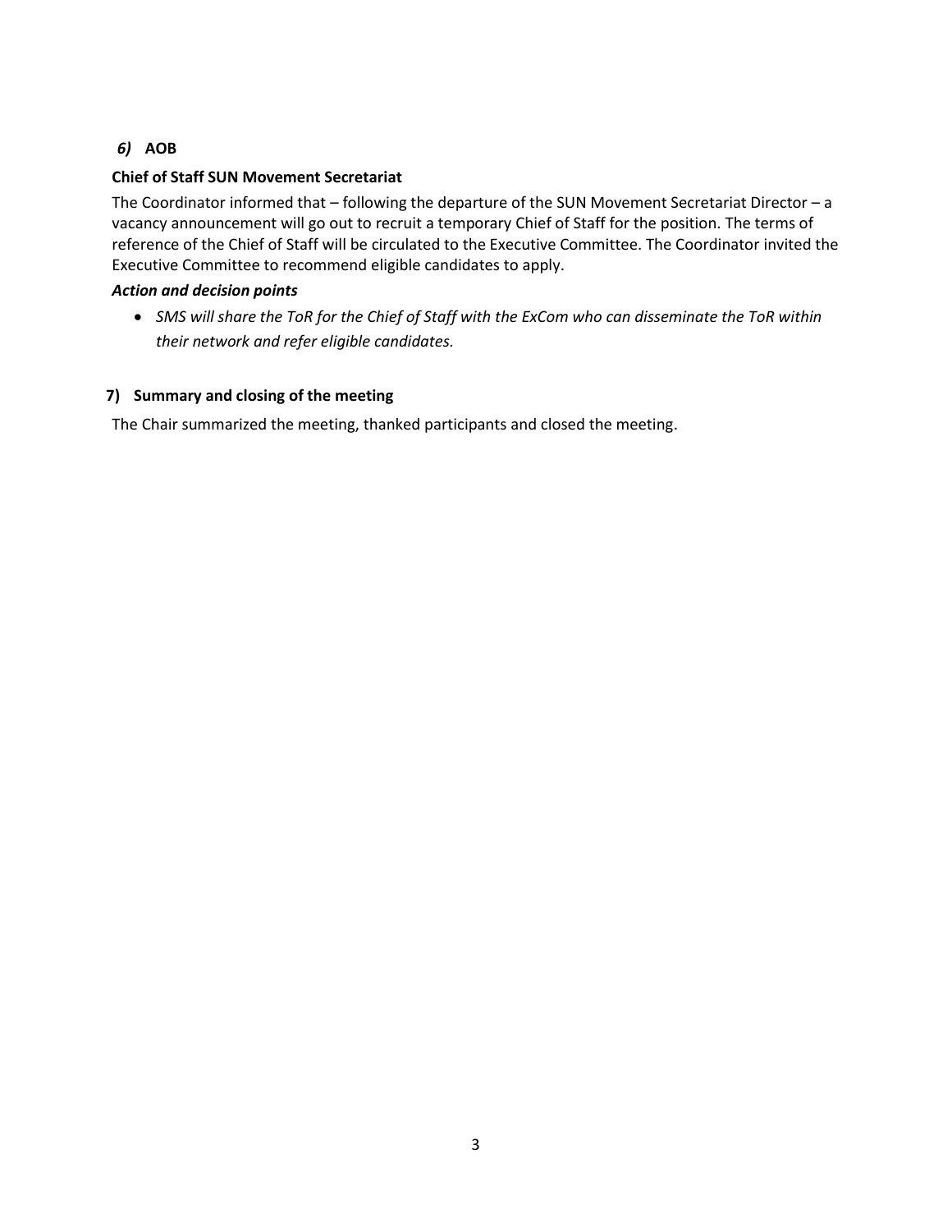## *6)* AOB

**Chief of Staff SUN Movement Secretariat**

The Coordinator informed that – following the departure of the SUN Movement Secretariat Director – a vacancy announcement will go out to recruit a temporary Chief of Staff for the position. The terms of reference of the Chief of Staff will be circulated to the Executive Committee. The Coordinator invited the Executive Committee to recommend eligible candidates to apply.

***Action and decision points***

- *SMS will share the ToR for the Chief of Staff with the ExCom who can disseminate the ToR within their network and refer eligible candidates.*

## 7) Summary and closing of the meeting

The Chair summarized the meeting, thanked participants and closed the meeting.